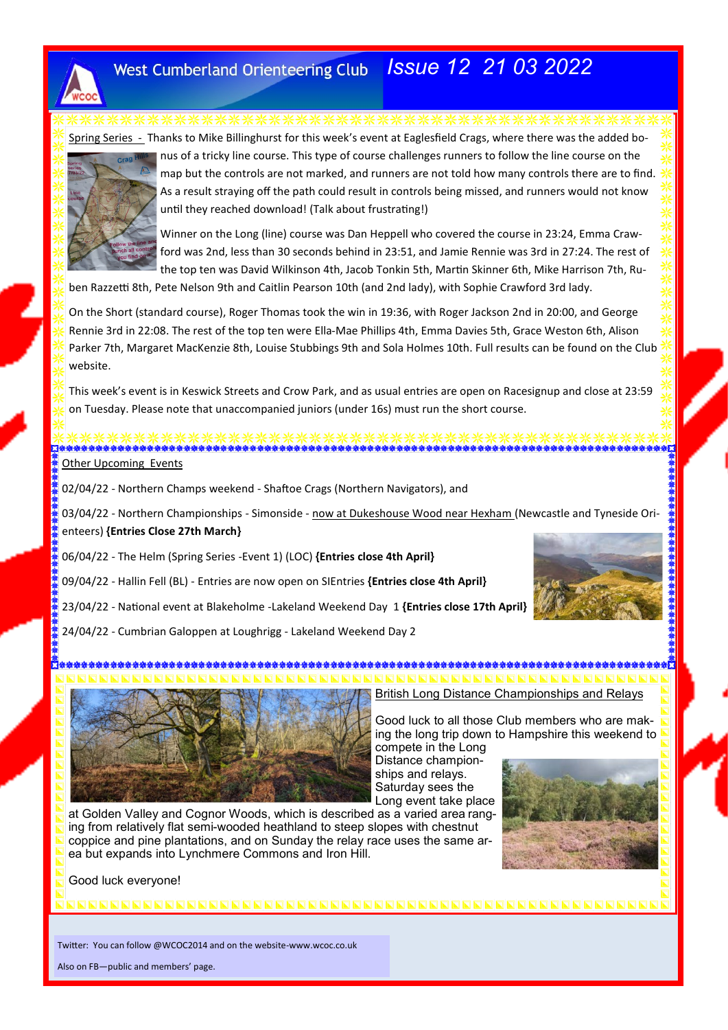# West Cumberland Orienteering Club

## *Issue 12 21 03 2022*

Spring Series - Thanks to Mike Billinghurst for this week's event at Eaglesfield Crags, where there was the added bonus of a tricky line course. This type of course challenges runners to follow the line course on the map but the controls are not marked, and runners are not told how many controls there are to find. As a result straying off the path could result in controls being missed, and runners would not know until they reached download! (Talk about frustrating!)

Winner on the Long (line) course was Dan Heppell who covered the course in 23:24, Emma Crawford was 2nd, less than 30 seconds behind in 23:51, and Jamie Rennie was 3rd in 27:24. The rest of the top ten was David Wilkinson 4th, Jacob Tonkin 5th, Martin Skinner 6th, Mike Harrison 7th, Ruben Razzetti 8th, Pete Nelson 9th and Caitlin Pearson 10th (and 2nd lady), with Sophie Crawford 3rd lady.

On the Short (standard course), Roger Thomas took the win in 19:36, with Roger Jackson 2nd in 20:00, and George Rennie 3rd in 22:08. The rest of the top ten were Ella-Mae Phillips 4th, Emma Davies 5th, Grace Weston 6th, Alison Parker 7th, Margaret MacKenzie 8th, Louise Stubbings 9th and Sola Holmes 10th. Full results can be found on the Club website.

This week's event is in Keswick Streets and Crow Park, and as usual entries are open on Racesignup and close at 23:59 on Tuesday. Please note that unaccompanied juniors (under 16s) must run the short course.

Other Upcoming Events

02/04/22 - Northern Champs weekend - Shaftoe Crags (Northern Navigators), and

03/04/22 - Northern Championships - Simonside - now at Dukeshouse Wood near Hexham (Newcastle and Tyneside Orienteers) **{Entries Close 27th March}**

06/04/22 - The Helm (Spring Series -Event 1) (LOC) **{Entries close 4th April}**

09/04/22 - Hallin Fell (BL) - Entries are now open on SIEntries **{Entries close 4th April}**

23/04/22 - National event at Blakeholme -Lakeland Weekend Day 1 **{Entries close 17th April}**

24/04/22 - Cumbrian Galoppen at Loughrigg - Lakeland Weekend Day 2

British Long Distance Championships and Relays

Good luck to all those Club members who are making the long trip down to Hampshire this weekend to compete in the Long Distance championships and relays. Saturday sees the Long event take place at Golden Valley and Cognor Woods, which is described as a varied area ranging from relatively flat semi-wooded heathland to steep slopes with chestnut coppice and pine plantations, and on Sunday the relay race uses the same area but expands into Lynchmere Commons and Iron Hill.

Good luck everyone!

Twitter: You can follow @WCOC2014 and on the website-www.wcoc.co.uk

Also on FB—public and members' page.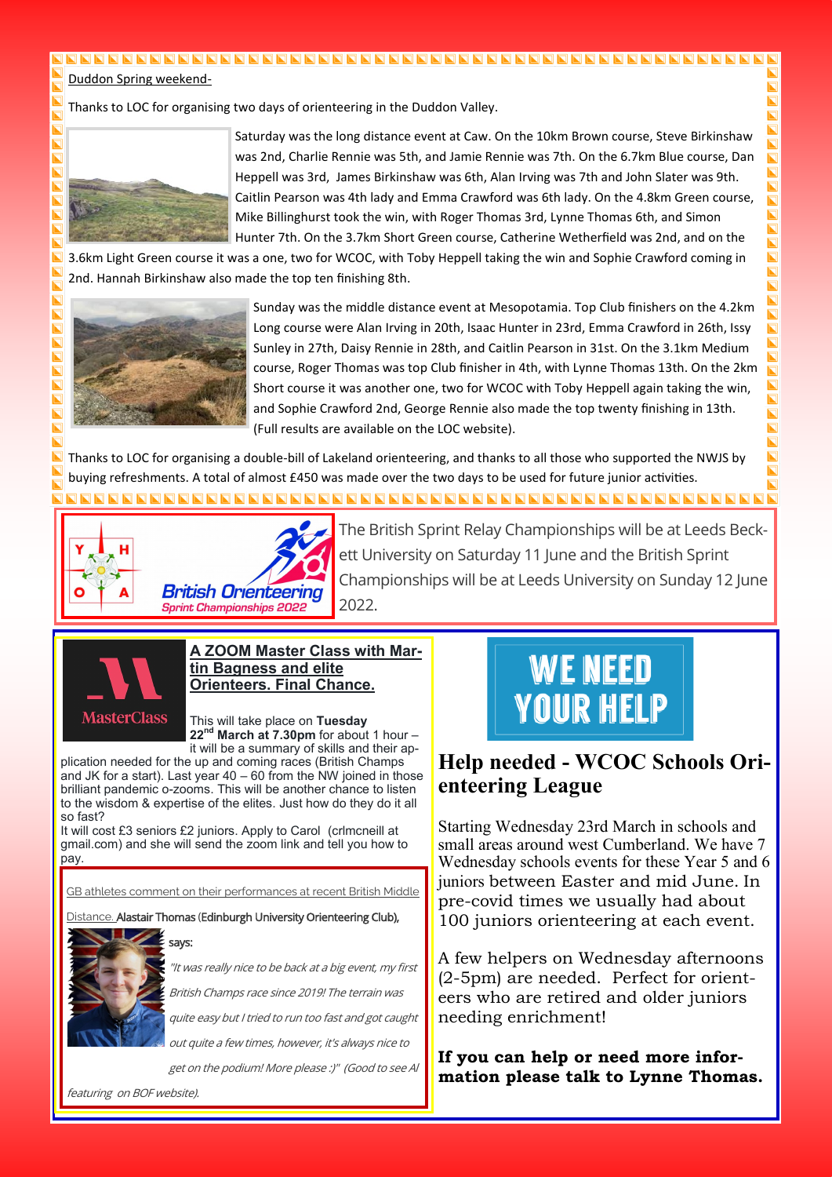Duddon Spring weekend-

Thanks to LOC for organising two days of orienteering in the Duddon Valley.

Saturday was the long distance event at Caw. On the 10km Brown course, Steve Birkinshaw was 2nd, Charlie Rennie was 5th, and Jamie Rennie was 7th. On the 6.7km Blue course, Dan Heppell was 3rd, James Birkinshaw was 6th, Alan Irving was 7th and John Slater was 9th. Caitlin Pearson was 4th lady and Emma Crawford was 6th lady. On the 4.8km Green course, Mike Billinghurst took the win, with Roger Thomas 3rd, Lynne Thomas 6th, and Simon Hunter 7th. On the 3.7km Short Green course, Catherine Wetherfield was 2nd, and on the 3.6km Light Green course it was a one, two for WCOC, with Toby Heppell taking the win and Sophie Crawford coming in 2nd. Hannah Birkinshaw also made the top ten finishing 8th.

Sunday was the middle distance event at Mesopotamia. Top Club finishers on the 4.2km Long course were Alan Irving in 20th, Isaac Hunter in 23rd, Emma Crawford in 26th, Issy Sunley in 27th, Daisy Rennie in 28th, and Caitlin Pearson in 31st. On the 3.1km Medium course, Roger Thomas was top Club finisher in 4th, with Lynne Thomas 13th. On the 2km Short course it was another one, two for WCOC with Toby Heppell again taking the win, and Sophie Crawford 2nd, George Rennie also made the top twenty finishing in 13th. (Full results are available on the LOC website).

Thanks to LOC for organising a double-bill of Lakeland orienteering, and thanks to all those who supported the NWJS by buying refreshments. A total of almost £450 was made over the two days to be used for future junior activities.

British Orienteering Sprint Championships 2022

The British Sprint Relay Championships will be at Leeds Beckett University on Saturday 11 June and the British Sprint Championships will be at Leeds University on Sunday 12 June 2022.

## A ZOOM Master Class with Martin Bagness and elite Orienteers. Final Chance.

This will take place on **Tuesday 22nd March at 7.30pm** for about 1 hour – it will be a summary of skills and their application needed for the up and coming races (British Champs and JK for a start). Last year 40 – 60 from the NW joined in those brilliant pandemic o-zooms. This will be another chance to listen to the wisdom & expertise of the elites. Just how do they do it all so fast?

It will cost £3 seniors £2 juniors. Apply to Carol (crlmcneill at gmail.com) and she will send the zoom link and tell you how to pay.

GB athletes comment on their performances at recent British Middle Distance. **Alastair Thomas (Edinburgh University Orienteering Club),** says:

*"It was really nice to be back at a big event, my first British Champs race since 2019! The terrain was quite easy but I tried to run too fast and got caught out quite a few times, however, it's always nice to get on the podium! More please :)" (Good to see Al featuring on BOF website).*

WE NEED YOUR HELP

## Help needed - WCOC Schools Orienteering League

Starting Wednesday 23rd March in schools and small areas around west Cumberland. We have 7 Wednesday schools events for these Year 5 and 6 juniors between Easter and mid June. In pre-covid times we usually had about 100 juniors orienteering at each event.

A few helpers on Wednesday afternoons (2-5pm) are needed. Perfect for orienteers who are retired and older juniors needing enrichment!

**If you can help or need more information please talk to Lynne Thomas.**